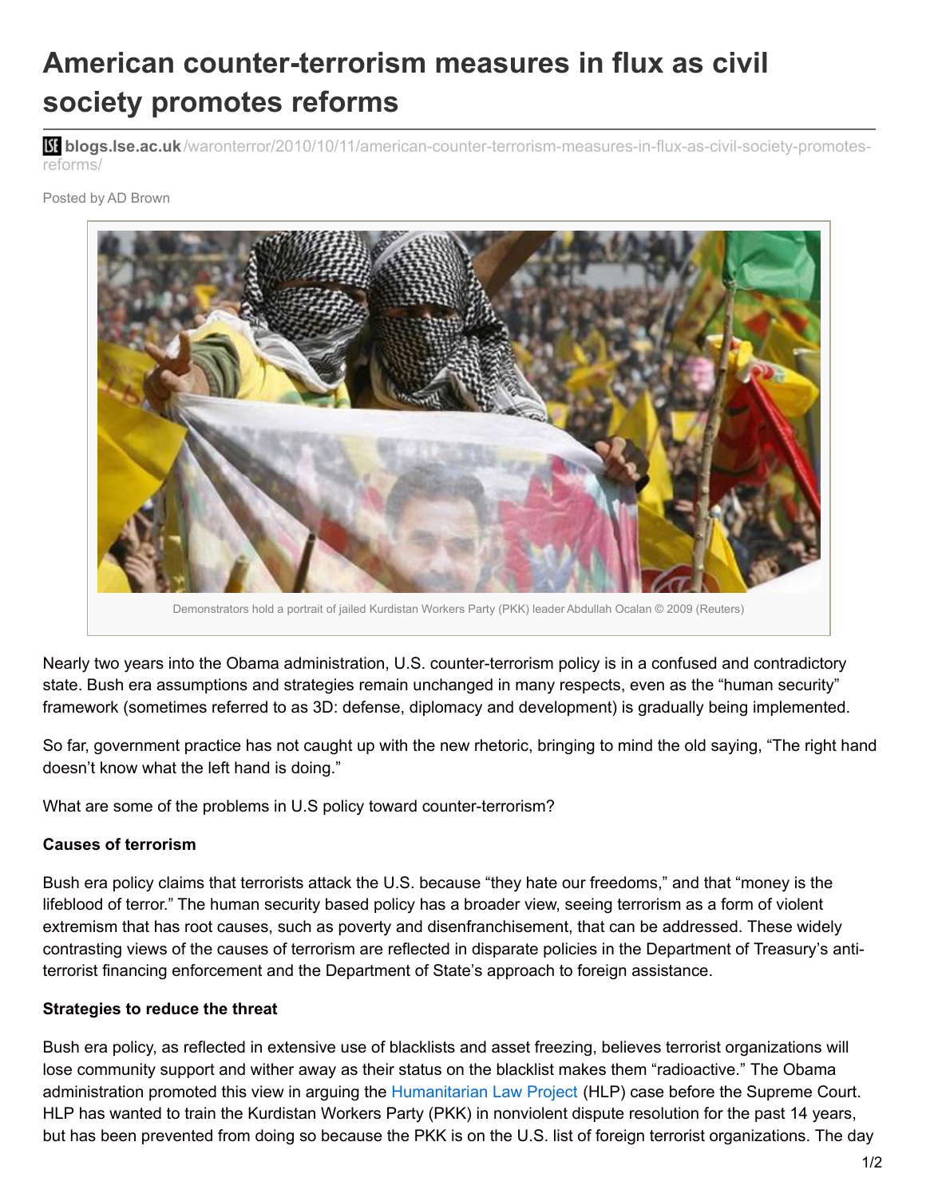# American counter-terrorism measures in flux as civil society promotes reforms

blogs.lse.ac.uk/waronterror/2010/10/11/american-counter-terrorism-measures-in-flux-as-civil-society-promotes-reforms/

Posted by AD Brown

Demonstrators hold a portrait of jailed Kurdistan Workers Party (PKK) leader Abdullah Ocalan © 2009 (Reuters)

Nearly two years into the Obama administration, U.S. counter-terrorism policy is in a confused and contradictory state. Bush era assumptions and strategies remain unchanged in many respects, even as the "human security" framework (sometimes referred to as 3D: defense, diplomacy and development) is gradually being implemented.

So far, government practice has not caught up with the new rhetoric, bringing to mind the old saying, "The right hand doesn't know what the left hand is doing."

What are some of the problems in U.S policy toward counter-terrorism?

**Causes of terrorism**

Bush era policy claims that terrorists attack the U.S. because "they hate our freedoms," and that "money is the lifeblood of terror." The human security based policy has a broader view, seeing terrorism as a form of violent extremism that has root causes, such as poverty and disenfranchisement, that can be addressed. These widely contrasting views of the causes of terrorism are reflected in disparate policies in the Department of Treasury's anti-terrorist financing enforcement and the Department of State's approach to foreign assistance.

**Strategies to reduce the threat**

Bush era policy, as reflected in extensive use of blacklists and asset freezing, believes terrorist organizations will lose community support and wither away as their status on the blacklist makes them "radioactive." The Obama administration promoted this view in arguing the Humanitarian Law Project (HLP) case before the Supreme Court. HLP has wanted to train the Kurdistan Workers Party (PKK) in nonviolent dispute resolution for the past 14 years, but has been prevented from doing so because the PKK is on the U.S. list of foreign terrorist organizations. The day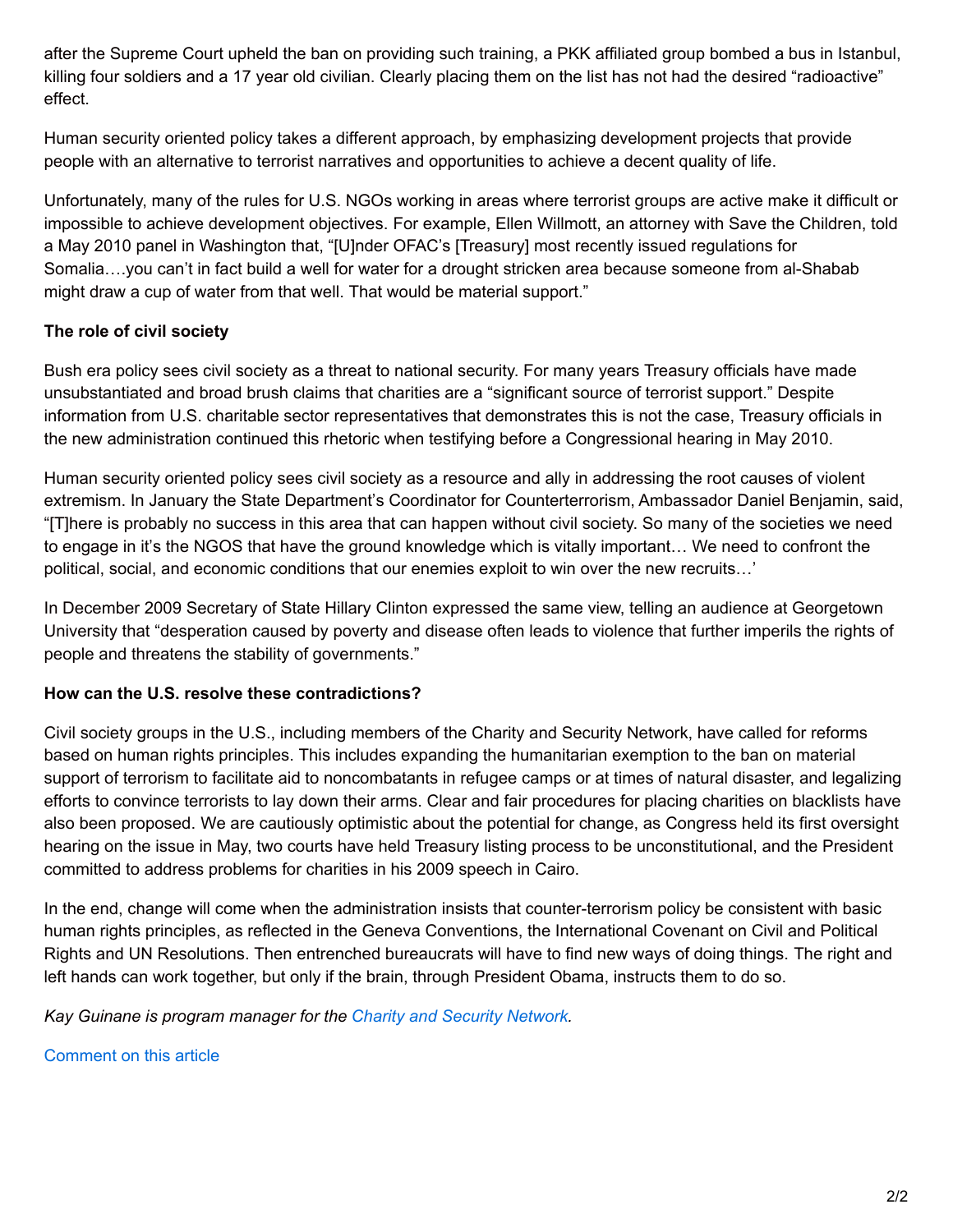after the Supreme Court upheld the ban on providing such training, a PKK affiliated group bombed a bus in Istanbul, killing four soldiers and a 17 year old civilian. Clearly placing them on the list has not had the desired "radioactive" effect.

Human security oriented policy takes a different approach, by emphasizing development projects that provide people with an alternative to terrorist narratives and opportunities to achieve a decent quality of life.

Unfortunately, many of the rules for U.S. NGOs working in areas where terrorist groups are active make it difficult or impossible to achieve development objectives. For example, Ellen Willmott, an attorney with Save the Children, told a May 2010 panel in Washington that, "[U]nder OFAC's [Treasury] most recently issued regulations for Somalia….you can't in fact build a well for water for a drought stricken area because someone from al-Shabab might draw a cup of water from that well. That would be material support."

**The role of civil society**

Bush era policy sees civil society as a threat to national security. For many years Treasury officials have made unsubstantiated and broad brush claims that charities are a "significant source of terrorist support." Despite information from U.S. charitable sector representatives that demonstrates this is not the case, Treasury officials in the new administration continued this rhetoric when testifying before a Congressional hearing in May 2010.

Human security oriented policy sees civil society as a resource and ally in addressing the root causes of violent extremism. In January the State Department's Coordinator for Counterterrorism, Ambassador Daniel Benjamin, said, "[T]here is probably no success in this area that can happen without civil society. So many of the societies we need to engage in it's the NGOS that have the ground knowledge which is vitally important… We need to confront the political, social, and economic conditions that our enemies exploit to win over the new recruits…'

In December 2009 Secretary of State Hillary Clinton expressed the same view, telling an audience at Georgetown University that "desperation caused by poverty and disease often leads to violence that further imperils the rights of people and threatens the stability of governments."

**How can the U.S. resolve these contradictions?**

Civil society groups in the U.S., including members of the Charity and Security Network, have called for reforms based on human rights principles. This includes expanding the humanitarian exemption to the ban on material support of terrorism to facilitate aid to noncombatants in refugee camps or at times of natural disaster, and legalizing efforts to convince terrorists to lay down their arms. Clear and fair procedures for placing charities on blacklists have also been proposed. We are cautiously optimistic about the potential for change, as Congress held its first oversight hearing on the issue in May, two courts have held Treasury listing process to be unconstitutional, and the President committed to address problems for charities in his 2009 speech in Cairo.

In the end, change will come when the administration insists that counter-terrorism policy be consistent with basic human rights principles, as reflected in the Geneva Conventions, the International Covenant on Civil and Political Rights and UN Resolutions. Then entrenched bureaucrats will have to find new ways of doing things. The right and left hands can work together, but only if the brain, through President Obama, instructs them to do so.

*Kay Guinane is program manager for the Charity and Security Network.*

Comment on this article